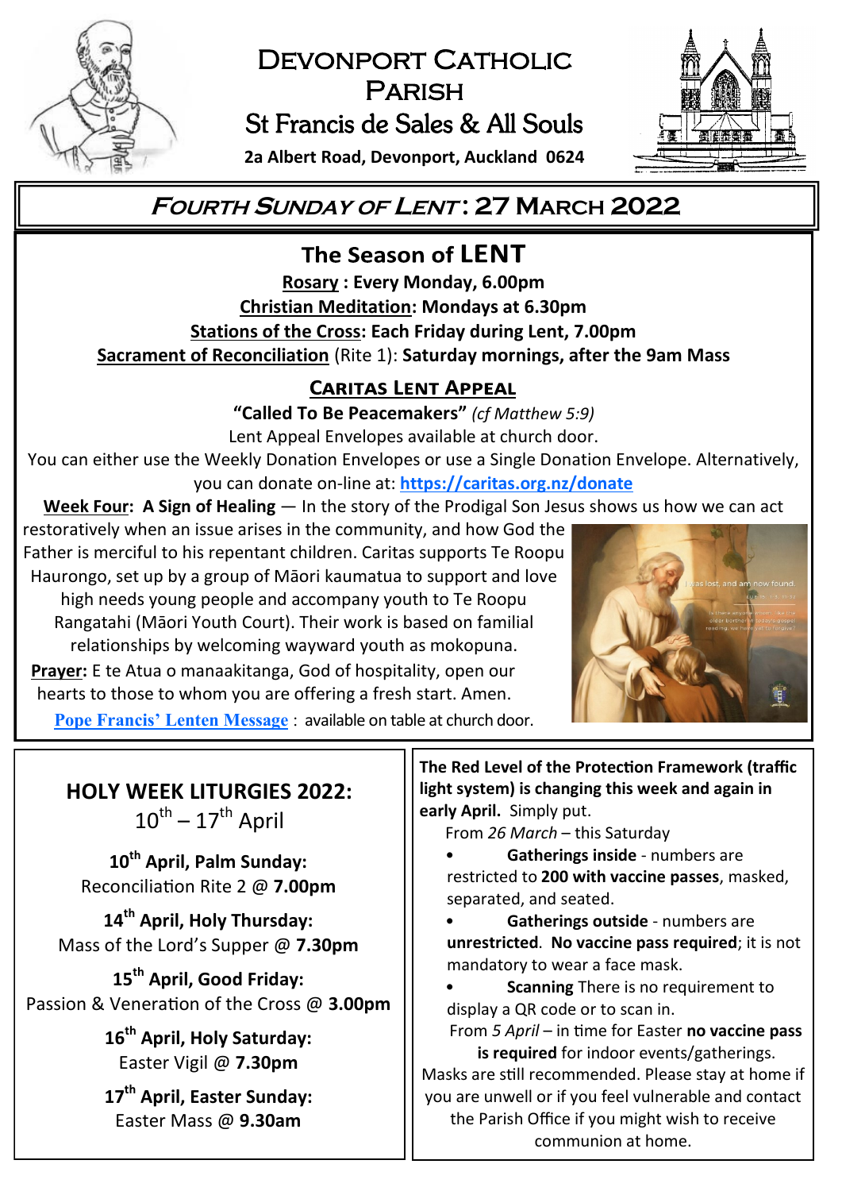# Devonport Catholic Parish

## St Francis de Sales & All Souls

**2a Albert Road, Devonport, Auckland 0624**

## *Fourth Sunday of Lent*: 27 March 2022

## The Season of LENT

**Rosary : Every Monday, 6.00pm**

**Christian Meditation: Mondays at 6.30pm**

**Stations of the Cross: Each Friday during Lent, 7.00pm**

**Sacrament of Reconciliation** (Rite 1): **Saturday mornings, after the 9am Mass**

### Caritas Lent Appeal

**"Called To Be Peacemakers"** *(cf Matthew 5:9)*

Lent Appeal Envelopes available at church door.

You can either use the Weekly Donation Envelopes or use a Single Donation Envelope. Alternatively, you can donate on-line at: **https://caritas.org.nz/donate**

**Week Four: A Sign of Healing** — In the story of the Prodigal Son Jesus shows us how we can act restoratively when an issue arises in the community, and how God the Father is merciful to his repentant children. Caritas supports Te Roopu Haurongo, set up by a group of Māori kaumatua to support and love high needs young people and accompany youth to Te Roopu Rangatahi (Māori Youth Court). Their work is based on familial relationships by welcoming wayward youth as mokopuna.

**Prayer:** E te Atua o manaakitanga, God of hospitality, open our hearts to those to whom you are offering a fresh start. Amen.

**Pope Francis' Lenten Message** : available on table at church door.

## HOLY WEEK LITURGIES 2022:

10th – 17th April

**10th April, Palm Sunday:**
Reconciliation Rite 2 @ **7.00pm**

**14th April, Holy Thursday:**
Mass of the Lord's Supper @ **7.30pm**

**15th April, Good Friday:**
Passion & Veneration of the Cross @ **3.00pm**

**16th April, Holy Saturday:**
Easter Vigil @ **7.30pm**

**17th April, Easter Sunday:**
Easter Mass @ **9.30am**

**The Red Level of the Protection Framework (traffic light system) is changing this week and again in early April.** Simply put.

From *26 March* – this Saturday

- **Gatherings inside** - numbers are restricted to **200 with vaccine passes**, masked, separated, and seated.
- **Gatherings outside** - numbers are **unrestricted**. **No vaccine pass required**; it is not mandatory to wear a face mask.
- **Scanning** There is no requirement to display a QR code or to scan in.

From *5 April* – in time for Easter **no vaccine pass is required** for indoor events/gatherings.

Masks are still recommended. Please stay at home if you are unwell or if you feel vulnerable and contact the Parish Office if you might wish to receive communion at home.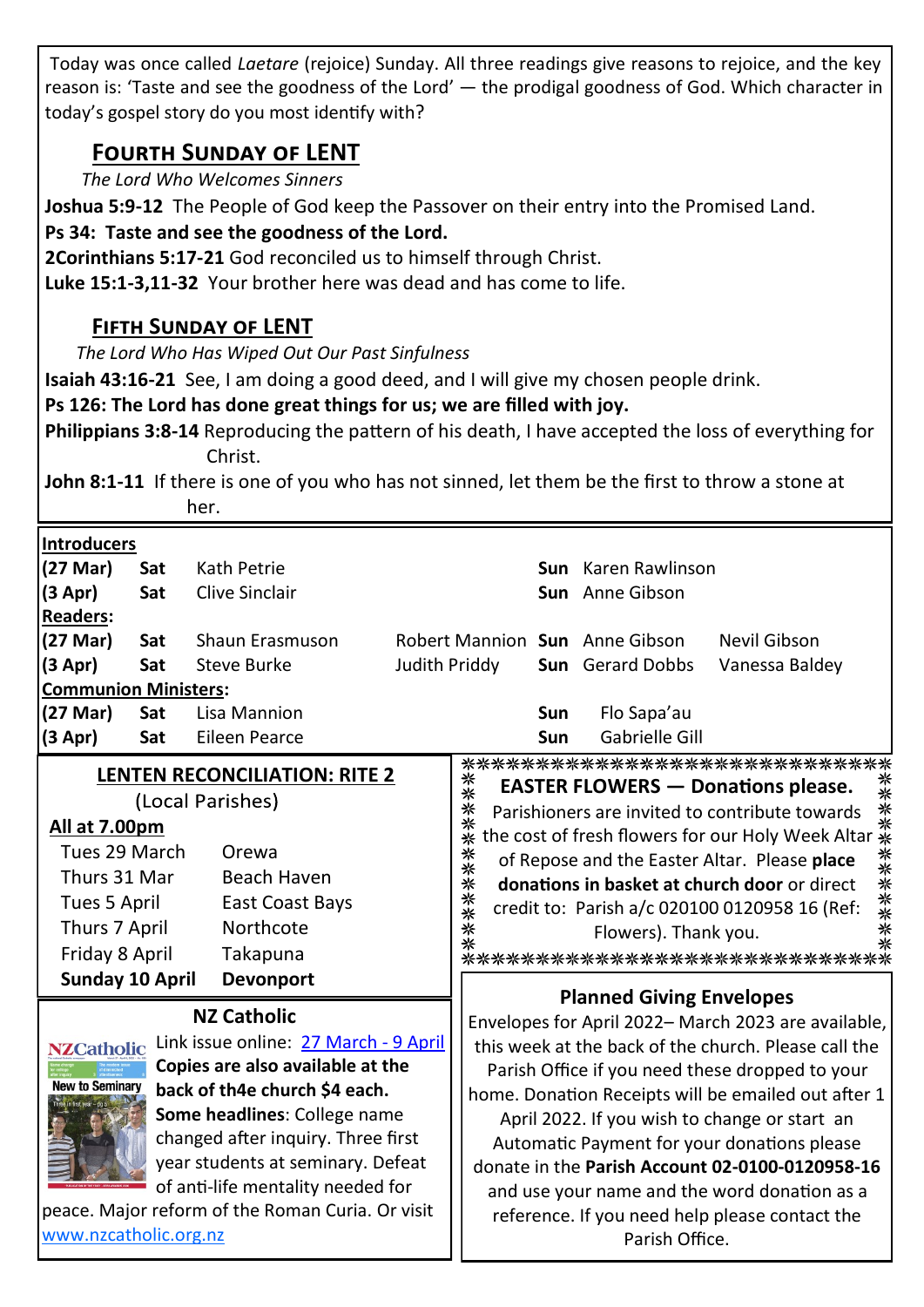Today was once called *Laetare* (rejoice) Sunday. All three readings give reasons to rejoice, and the key reason is: 'Taste and see the goodness of the Lord' — the prodigal goodness of God. Which character in today's gospel story do you most identify with?

## Fourth Sunday of LENT

*The Lord Who Welcomes Sinners*

**Joshua 5:9-12** The People of God keep the Passover on their entry into the Promised Land.
**Ps 34: Taste and see the goodness of the Lord.**
**2Corinthians 5:17-21** God reconciled us to himself through Christ.
**Luke 15:1-3,11-32** Your brother here was dead and has come to life.

## Fifth Sunday of LENT

*The Lord Who Has Wiped Out Our Past Sinfulness*

**Isaiah 43:16-21** See, I am doing a good deed, and I will give my chosen people drink.
**Ps 126: The Lord has done great things for us; we are filled with joy.**
**Philippians 3:8-14** Reproducing the pattern of his death, I have accepted the loss of everything for Christ.
**John 8:1-11** If there is one of you who has not sinned, let them be the first to throw a stone at her.

| **Introducers** | | | | | | |
|---|---|---|---|---|---|---|
| **(27 Mar)** | **Sat** | Kath Petrie | | **Sun** | Karen Rawlinson | |
| **(3 Apr)** | **Sat** | Clive Sinclair | | **Sun** | Anne Gibson | |
| **Readers:** | | | | | | |
| **(27 Mar)** | **Sat** | Shaun Erasmuson | Robert Mannion | **Sun** | Anne Gibson | Nevil Gibson |
| **(3 Apr)** | **Sat** | Steve Burke | Judith Priddy | **Sun** | Gerard Dobbs | Vanessa Baldey |
| **Communion Ministers:** | | | | | | |
| **(27 Mar)** | **Sat** | Lisa Mannion | | **Sun** | Flo Sapa'au | |
| **(3 Apr)** | **Sat** | Eileen Pearce | | **Sun** | Gabrielle Gill | |

### LENTEN RECONCILIATION: RITE 2

(Local Parishes)

**All at 7.00pm**

| | |
|---|---|
| Tues 29 March | Orewa |
| Thurs 31 Mar | Beach Haven |
| Tues 5 April | East Coast Bays |
| Thurs 7 April | Northcote |
| Friday 8 April | Takapuna |
| **Sunday 10 April** | **Devonport** |

### NZ Catholic

Link issue online: 27 March - 9 April
**Copies are also available at the back of th4e church $4 each.**
**Some headlines**: College name changed after inquiry. Three first year students at seminary. Defeat of anti-life mentality needed for peace. Major reform of the Roman Curia. Or visit www.nzcatholic.org.nz

### EASTER FLOWERS — Donations please.

Parishioners are invited to contribute towards the cost of fresh flowers for our Holy Week Altar of Repose and the Easter Altar. Please **place donations in basket at church door** or direct credit to: Parish a/c 020100 0120958 16 (Ref: Flowers). Thank you.

### Planned Giving Envelopes

Envelopes for April 2022– March 2023 are available, this week at the back of the church. Please call the Parish Office if you need these dropped to your home. Donation Receipts will be emailed out after 1 April 2022. If you wish to change or start an Automatic Payment for your donations please donate in the **Parish Account 02-0100-0120958-16** and use your name and the word donation as a reference. If you need help please contact the Parish Office.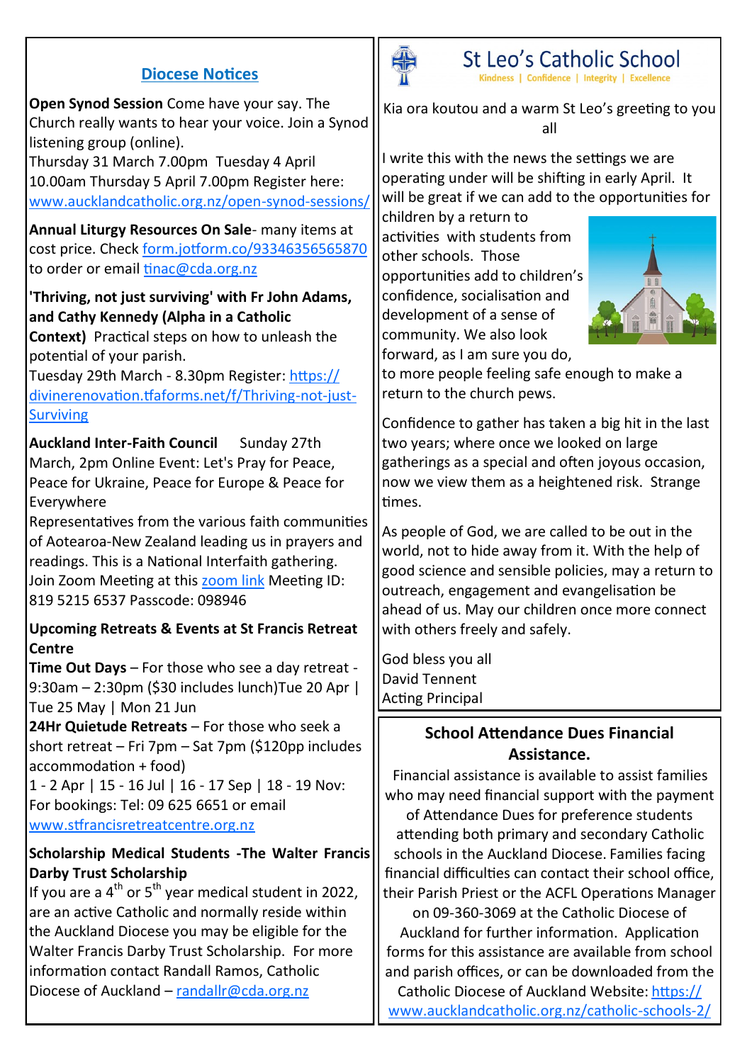## Diocese Notices

**Open Synod Session** Come have your say. The Church really wants to hear your voice. Join a Synod listening group (online).
Thursday 31 March 7.00pm Tuesday 4 April 10.00am Thursday 5 April 7.00pm Register here: www.aucklandcatholic.org.nz/open-synod-sessions/

**Annual Liturgy Resources On Sale**- many items at cost price. Check form.jotform.co/93346356565870 to order or email tinac@cda.org.nz

**'Thriving, not just surviving' with Fr John Adams, and Cathy Kennedy (Alpha in a Catholic Context)** Practical steps on how to unleash the potential of your parish.
Tuesday 29th March - 8.30pm Register: https://divinerenovation.tfaforms.net/f/Thriving-not-just-Surviving

**Auckland Inter-Faith Council** Sunday 27th March, 2pm Online Event: Let's Pray for Peace, Peace for Ukraine, Peace for Europe & Peace for Everywhere
Representatives from the various faith communities of Aotearoa-New Zealand leading us in prayers and readings. This is a National Interfaith gathering. Join Zoom Meeting at this zoom link Meeting ID: 819 5215 6537 Passcode: 098946

**Upcoming Retreats & Events at St Francis Retreat Centre**
**Time Out Days** – For those who see a day retreat - 9:30am – 2:30pm ($30 includes lunch)Tue 20 Apr | Tue 25 May | Mon 21 Jun
**24Hr Quietude Retreats** – For those who seek a short retreat – Fri 7pm – Sat 7pm ($120pp includes accommodation + food)
1 - 2 Apr | 15 - 16 Jul | 16 - 17 Sep | 18 - 19 Nov: For bookings: Tel: 09 625 6651 or email www.stfrancisretreatcentre.org.nz

**Scholarship Medical Students -The Walter Francis Darby Trust Scholarship**
If you are a 4th or 5th year medical student in 2022, are an active Catholic and normally reside within the Auckland Diocese you may be eligible for the Walter Francis Darby Trust Scholarship. For more information contact Randall Ramos, Catholic Diocese of Auckland – randallr@cda.org.nz

## St Leo's Catholic School

Kindness | Confidence | Integrity | Excellence

Kia ora koutou and a warm St Leo's greeting to you all

I write this with the news the settings we are operating under will be shifting in early April. It will be great if we can add to the opportunities for children by a return to activities with students from other schools. Those opportunities add to children's confidence, socialisation and development of a sense of community. We also look forward, as I am sure you do, to more people feeling safe enough to make a return to the church pews.

Confidence to gather has taken a big hit in the last two years; where once we looked on large gatherings as a special and often joyous occasion, now we view them as a heightened risk. Strange times.

As people of God, we are called to be out in the world, not to hide away from it. With the help of good science and sensible policies, may a return to outreach, engagement and evangelisation be ahead of us. May our children once more connect with others freely and safely.

God bless you all
David Tennent
Acting Principal

### School Attendance Dues Financial Assistance.

Financial assistance is available to assist families who may need financial support with the payment of Attendance Dues for preference students attending both primary and secondary Catholic schools in the Auckland Diocese. Families facing financial difficulties can contact their school office, their Parish Priest or the ACFL Operations Manager on 09-360-3069 at the Catholic Diocese of Auckland for further information. Application forms for this assistance are available from school and parish offices, or can be downloaded from the Catholic Diocese of Auckland Website: https://www.aucklandcatholic.org.nz/catholic-schools-2/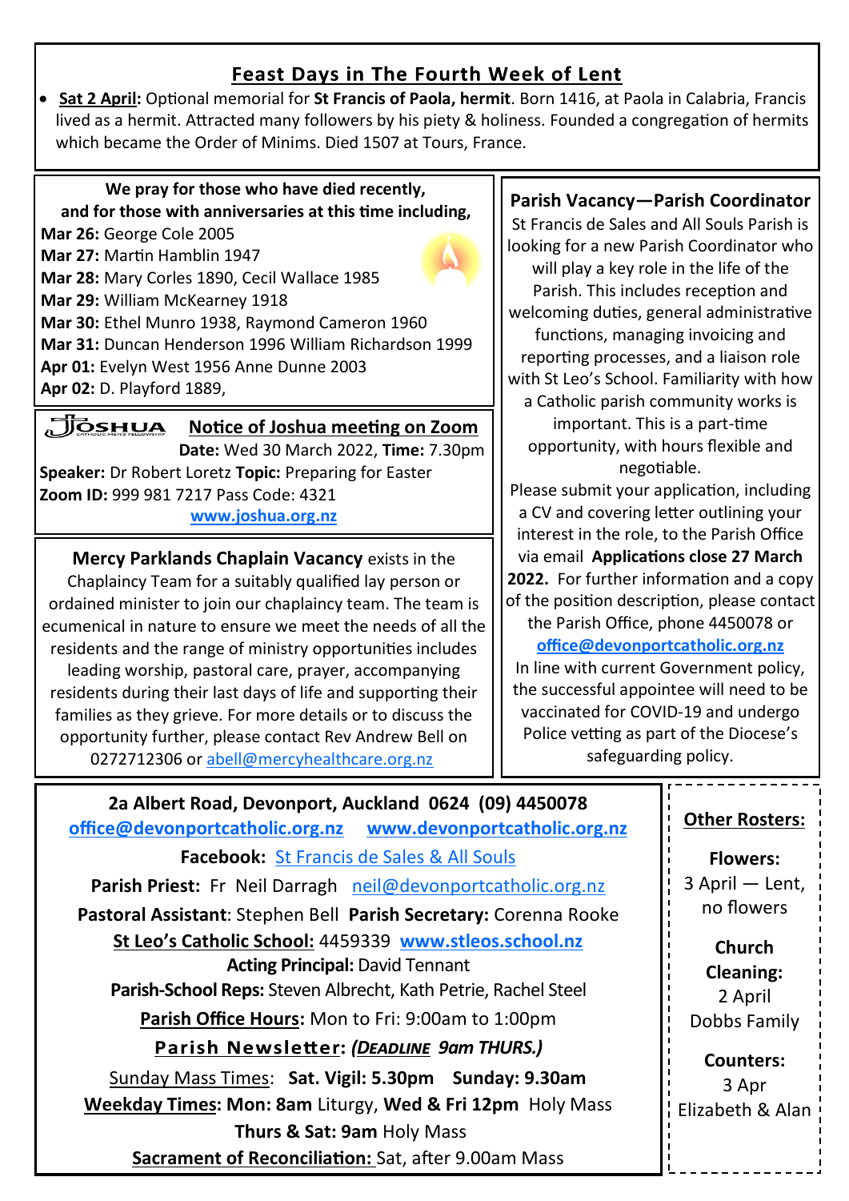## Feast Days in The Fourth Week of Lent

- **Sat 2 April:** Optional memorial for **St Francis of Paola, hermit**. Born 1416, at Paola in Calabria, Francis lived as a hermit. Attracted many followers by his piety & holiness. Founded a congregation of hermits which became the Order of Minims. Died 1507 at Tours, France.

**We pray for those who have died recently, and for those with anniversaries at this time including,**

**Mar 26:** George Cole 2005
**Mar 27:** Martin Hamblin 1947
**Mar 28:** Mary Corles 1890, Cecil Wallace 1985
**Mar 29:** William McKearney 1918
**Mar 30:** Ethel Munro 1938, Raymond Cameron 1960
**Mar 31:** Duncan Henderson 1996 William Richardson 1999
**Apr 01:** Evelyn West 1956 Anne Dunne 2003
**Apr 02:** D. Playford 1889,

JOSHUA CATHOLIC MEN'S FELLOWSHIP

**Notice of Joshua meeting on Zoom**

**Date:** Wed 30 March 2022, **Time:** 7.30pm
**Speaker:** Dr Robert Loretz **Topic:** Preparing for Easter
**Zoom ID:** 999 981 7217 Pass Code: 4321
www.joshua.org.nz

**Mercy Parklands Chaplain Vacancy** exists in the Chaplaincy Team for a suitably qualified lay person or ordained minister to join our chaplaincy team. The team is ecumenical in nature to ensure we meet the needs of all the residents and the range of ministry opportunities includes leading worship, pastoral care, prayer, accompanying residents during their last days of life and supporting their families as they grieve. For more details or to discuss the opportunity further, please contact Rev Andrew Bell on 0272712306 or abell@mercyhealthcare.org.nz

**Parish Vacancy—Parish Coordinator**

St Francis de Sales and All Souls Parish is looking for a new Parish Coordinator who will play a key role in the life of the Parish. This includes reception and welcoming duties, general administrative functions, managing invoicing and reporting processes, and a liaison role with St Leo's School. Familiarity with how a Catholic parish community works is important. This is a part-time opportunity, with hours flexible and negotiable.

Please submit your application, including a CV and covering letter outlining your interest in the role, to the Parish Office via email **Applications close 27 March 2022.** For further information and a copy of the position description, please contact the Parish Office, phone 4450078 or office@devonportcatholic.org.nz

In line with current Government policy, the successful appointee will need to be vaccinated for COVID-19 and undergo Police vetting as part of the Diocese's safeguarding policy.

**2a Albert Road, Devonport, Auckland 0624 (09) 4450078**
office@devonportcatholic.org.nz www.devonportcatholic.org.nz
**Facebook:** St Francis de Sales & All Souls
**Parish Priest:** Fr Neil Darragh neil@devonportcatholic.org.nz
**Pastoral Assistant**: Stephen Bell **Parish Secretary:** Corenna Rooke
**St Leo's Catholic School:** 4459339 **www.stleos.school.nz**
**Acting Principal:** David Tennant
**Parish-School Reps:** Steven Albrecht, Kath Petrie, Rachel Steel
**Parish Office Hours:** Mon to Fri: 9:00am to 1:00pm
**Parish Newsletter:** ***(Deadline 9am THURS.)***
Sunday Mass Times: **Sat. Vigil: 5.30pm Sunday: 9.30am**
**Weekday Times: Mon: 8am** Liturgy, **Wed & Fri 12pm** Holy Mass
**Thurs & Sat: 9am** Holy Mass
**Sacrament of Reconciliation:** Sat, after 9.00am Mass

**Other Rosters:**

**Flowers:**
3 April — Lent, no flowers

**Church Cleaning:**
2 April
Dobbs Family

**Counters:**
3 Apr
Elizabeth & Alan